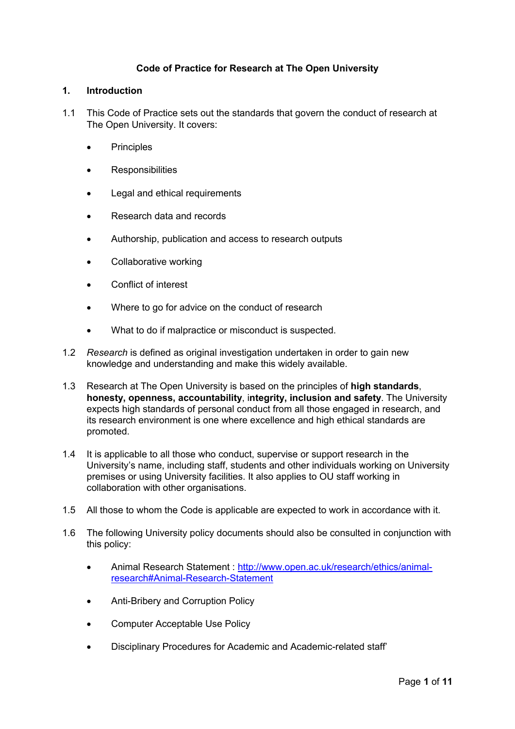# Code of Practice for Research at The Open University

## 1. Introduction

1.1 This Code of Practice sets out the standards that govern the conduct of research at The Open University. It covers:

- Principles
- Responsibilities
- Legal and ethical requirements
- Research data and records
- Authorship, publication and access to research outputs
- Collaborative working
- Conflict of interest
- Where to go for advice on the conduct of research
- What to do if malpractice or misconduct is suspected.

1.2 *Research* is defined as original investigation undertaken in order to gain new knowledge and understanding and make this widely available.

1.3 Research at The Open University is based on the principles of **high standards**, **honesty, openness, accountability**, i**ntegrity, inclusion and safety**. The University expects high standards of personal conduct from all those engaged in research, and its research environment is one where excellence and high ethical standards are promoted.

1.4 It is applicable to all those who conduct, supervise or support research in the University's name, including staff, students and other individuals working on University premises or using University facilities. It also applies to OU staff working in collaboration with other organisations.

1.5 All those to whom the Code is applicable are expected to work in accordance with it.

1.6 The following University policy documents should also be consulted in conjunction with this policy:

- Animal Research Statement : [http://www.open.ac.uk/research/ethics/animal-research#Animal-Research-Statement](http://www.open.ac.uk/research/ethics/animal-research#Animal-Research-Statement)
- Anti-Bribery and Corruption Policy
- Computer Acceptable Use Policy
- Disciplinary Procedures for Academic and Academic-related staff'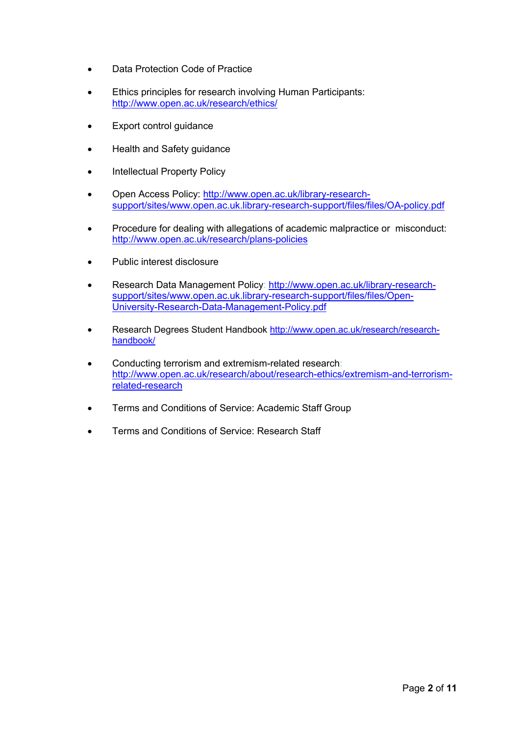- Data Protection Code of Practice
- Ethics principles for research involving Human Participants: http://www.open.ac.uk/research/ethics/
- Export control guidance
- Health and Safety guidance
- Intellectual Property Policy
- Open Access Policy: http://www.open.ac.uk/library-research-support/sites/www.open.ac.uk.library-research-support/files/files/OA-policy.pdf
- Procedure for dealing with allegations of academic malpractice or misconduct: http://www.open.ac.uk/research/plans-policies
- Public interest disclosure
- Research Data Management Policy: http://www.open.ac.uk/library-research-support/sites/www.open.ac.uk.library-research-support/files/files/Open-University-Research-Data-Management-Policy.pdf
- Research Degrees Student Handbook http://www.open.ac.uk/research/research-handbook/
- Conducting terrorism and extremism-related research: http://www.open.ac.uk/research/about/research-ethics/extremism-and-terrorism-related-research
- Terms and Conditions of Service: Academic Staff Group
- Terms and Conditions of Service: Research Staff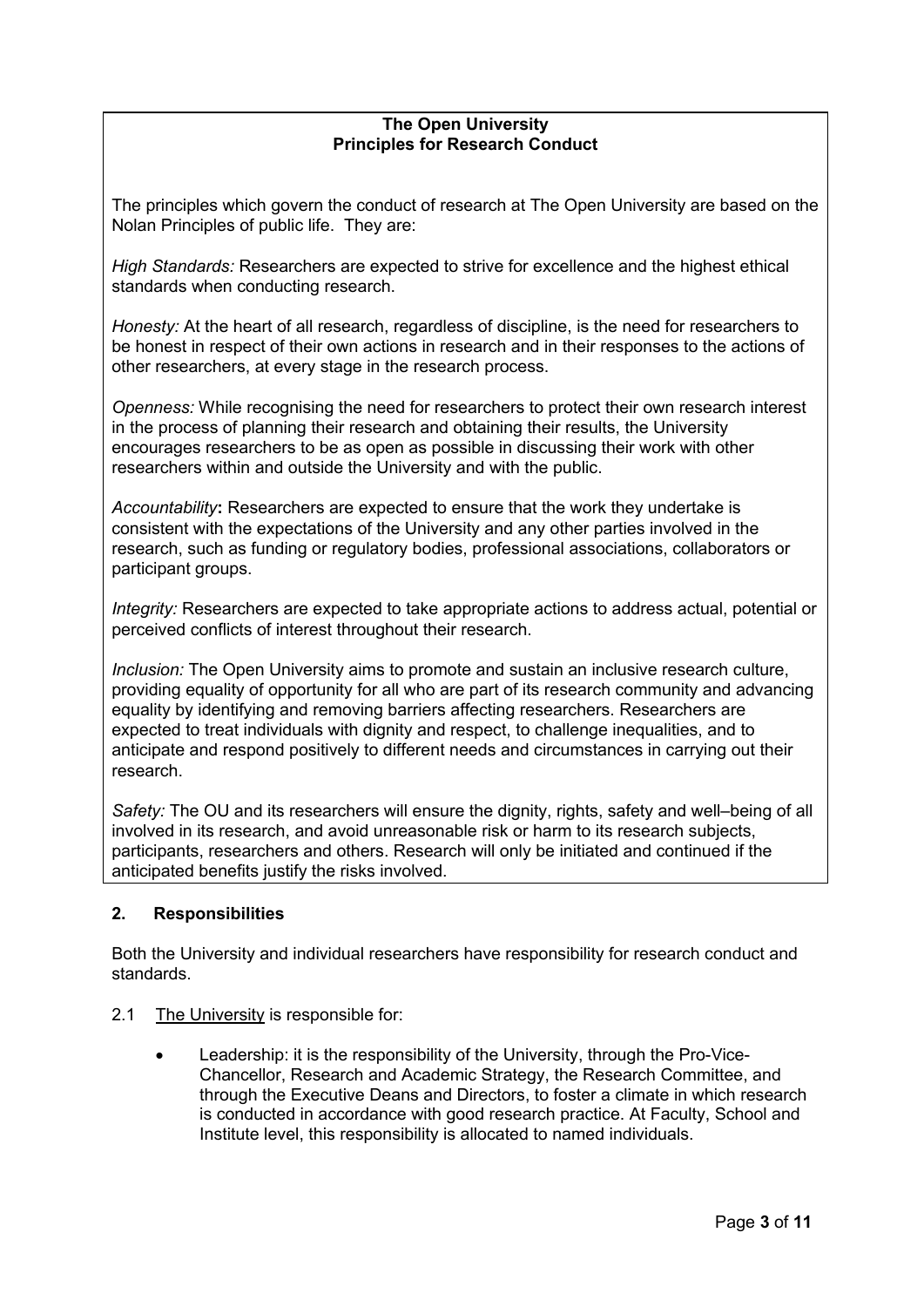**The Open University**
**Principles for Research Conduct**

The principles which govern the conduct of research at The Open University are based on the Nolan Principles of public life. They are:

*High Standards:* Researchers are expected to strive for excellence and the highest ethical standards when conducting research.

*Honesty:* At the heart of all research, regardless of discipline, is the need for researchers to be honest in respect of their own actions in research and in their responses to the actions of other researchers, at every stage in the research process.

*Openness:* While recognising the need for researchers to protect their own research interest in the process of planning their research and obtaining their results, the University encourages researchers to be as open as possible in discussing their work with other researchers within and outside the University and with the public.

*Accountability***:** Researchers are expected to ensure that the work they undertake is consistent with the expectations of the University and any other parties involved in the research, such as funding or regulatory bodies, professional associations, collaborators or participant groups.

*Integrity:* Researchers are expected to take appropriate actions to address actual, potential or perceived conflicts of interest throughout their research.

*Inclusion:* The Open University aims to promote and sustain an inclusive research culture, providing equality of opportunity for all who are part of its research community and advancing equality by identifying and removing barriers affecting researchers. Researchers are expected to treat individuals with dignity and respect, to challenge inequalities, and to anticipate and respond positively to different needs and circumstances in carrying out their research.

*Safety:* The OU and its researchers will ensure the dignity, rights, safety and well–being of all involved in its research, and avoid unreasonable risk or harm to its research subjects, participants, researchers and others. Research will only be initiated and continued if the anticipated benefits justify the risks involved.

## 2. Responsibilities

Both the University and individual researchers have responsibility for research conduct and standards.

2.1 The University is responsible for:

- Leadership: it is the responsibility of the University, through the Pro-Vice-Chancellor, Research and Academic Strategy, the Research Committee, and through the Executive Deans and Directors, to foster a climate in which research is conducted in accordance with good research practice. At Faculty, School and Institute level, this responsibility is allocated to named individuals.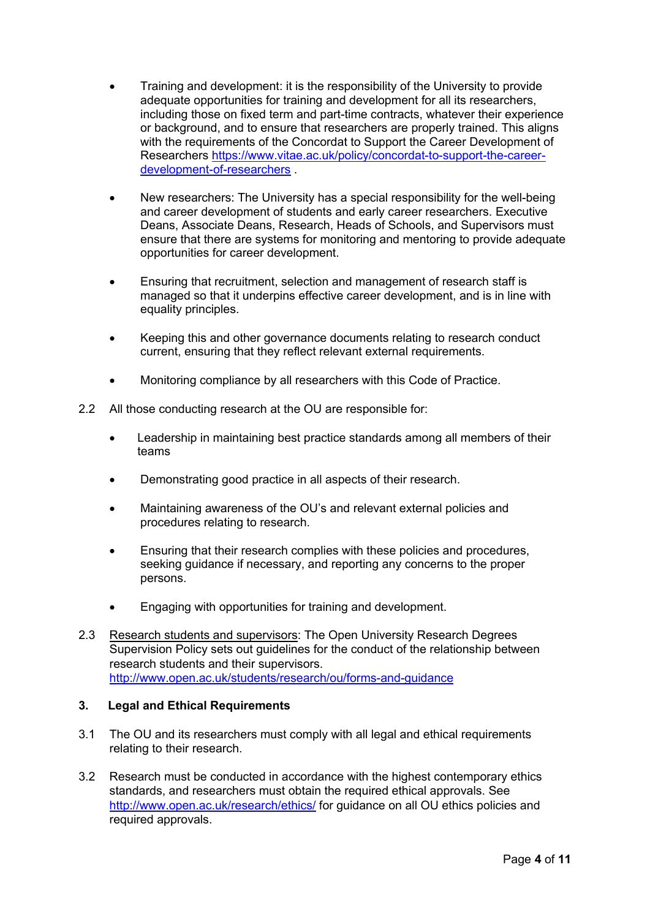- Training and development: it is the responsibility of the University to provide adequate opportunities for training and development for all its researchers, including those on fixed term and part-time contracts, whatever their experience or background, and to ensure that researchers are properly trained. This aligns with the requirements of the Concordat to Support the Career Development of Researchers https://www.vitae.ac.uk/policy/concordat-to-support-the-career-development-of-researchers .

- New researchers: The University has a special responsibility for the well-being and career development of students and early career researchers. Executive Deans, Associate Deans, Research, Heads of Schools, and Supervisors must ensure that there are systems for monitoring and mentoring to provide adequate opportunities for career development.

- Ensuring that recruitment, selection and management of research staff is managed so that it underpins effective career development, and is in line with equality principles.

- Keeping this and other governance documents relating to research conduct current, ensuring that they reflect relevant external requirements.

- Monitoring compliance by all researchers with this Code of Practice.

2.2 All those conducting research at the OU are responsible for:

- Leadership in maintaining best practice standards among all members of their teams

- Demonstrating good practice in all aspects of their research.

- Maintaining awareness of the OU's and relevant external policies and procedures relating to research.

- Ensuring that their research complies with these policies and procedures, seeking guidance if necessary, and reporting any concerns to the proper persons.

- Engaging with opportunities for training and development.

2.3 Research students and supervisors: The Open University Research Degrees Supervision Policy sets out guidelines for the conduct of the relationship between research students and their supervisors. http://www.open.ac.uk/students/research/ou/forms-and-guidance

## 3. Legal and Ethical Requirements

3.1 The OU and its researchers must comply with all legal and ethical requirements relating to their research.

3.2 Research must be conducted in accordance with the highest contemporary ethics standards, and researchers must obtain the required ethical approvals. See http://www.open.ac.uk/research/ethics/ for guidance on all OU ethics policies and required approvals.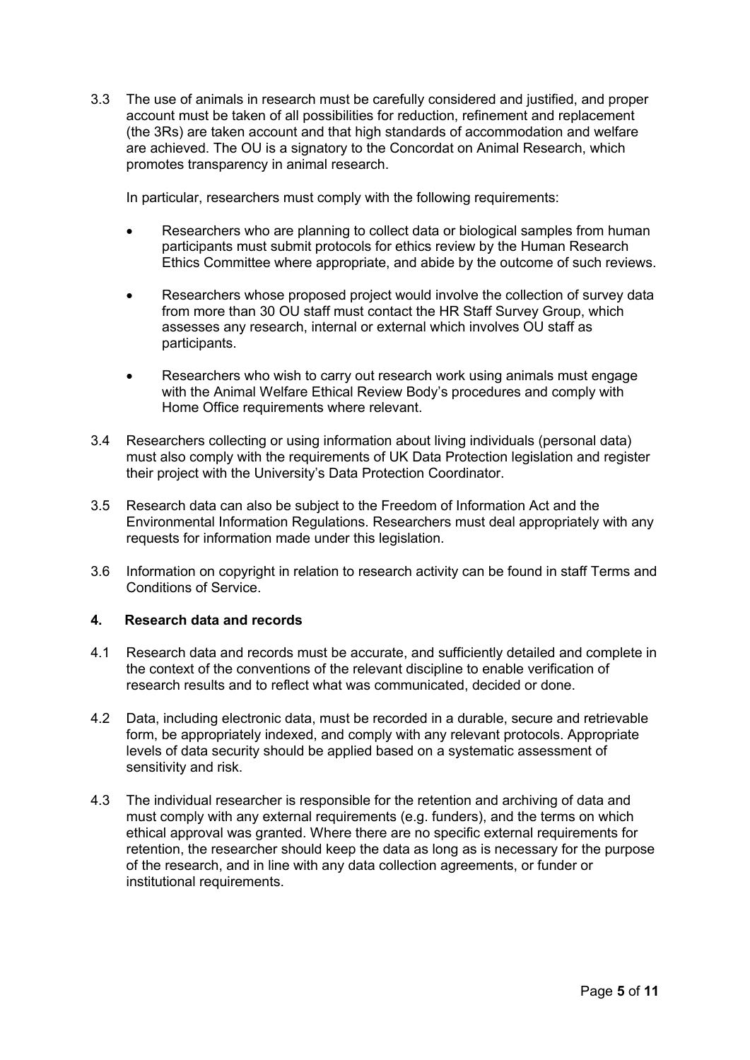3.3 The use of animals in research must be carefully considered and justified, and proper account must be taken of all possibilities for reduction, refinement and replacement (the 3Rs) are taken account and that high standards of accommodation and welfare are achieved. The OU is a signatory to the Concordat on Animal Research, which promotes transparency in animal research.

In particular, researchers must comply with the following requirements:

- Researchers who are planning to collect data or biological samples from human participants must submit protocols for ethics review by the Human Research Ethics Committee where appropriate, and abide by the outcome of such reviews.

- Researchers whose proposed project would involve the collection of survey data from more than 30 OU staff must contact the HR Staff Survey Group, which assesses any research, internal or external which involves OU staff as participants.

- Researchers who wish to carry out research work using animals must engage with the Animal Welfare Ethical Review Body's procedures and comply with Home Office requirements where relevant.

3.4 Researchers collecting or using information about living individuals (personal data) must also comply with the requirements of UK Data Protection legislation and register their project with the University's Data Protection Coordinator.

3.5 Research data can also be subject to the Freedom of Information Act and the Environmental Information Regulations. Researchers must deal appropriately with any requests for information made under this legislation.

3.6 Information on copyright in relation to research activity can be found in staff Terms and Conditions of Service.

## 4. Research data and records

4.1 Research data and records must be accurate, and sufficiently detailed and complete in the context of the conventions of the relevant discipline to enable verification of research results and to reflect what was communicated, decided or done.

4.2 Data, including electronic data, must be recorded in a durable, secure and retrievable form, be appropriately indexed, and comply with any relevant protocols. Appropriate levels of data security should be applied based on a systematic assessment of sensitivity and risk.

4.3 The individual researcher is responsible for the retention and archiving of data and must comply with any external requirements (e.g. funders), and the terms on which ethical approval was granted. Where there are no specific external requirements for retention, the researcher should keep the data as long as is necessary for the purpose of the research, and in line with any data collection agreements, or funder or institutional requirements.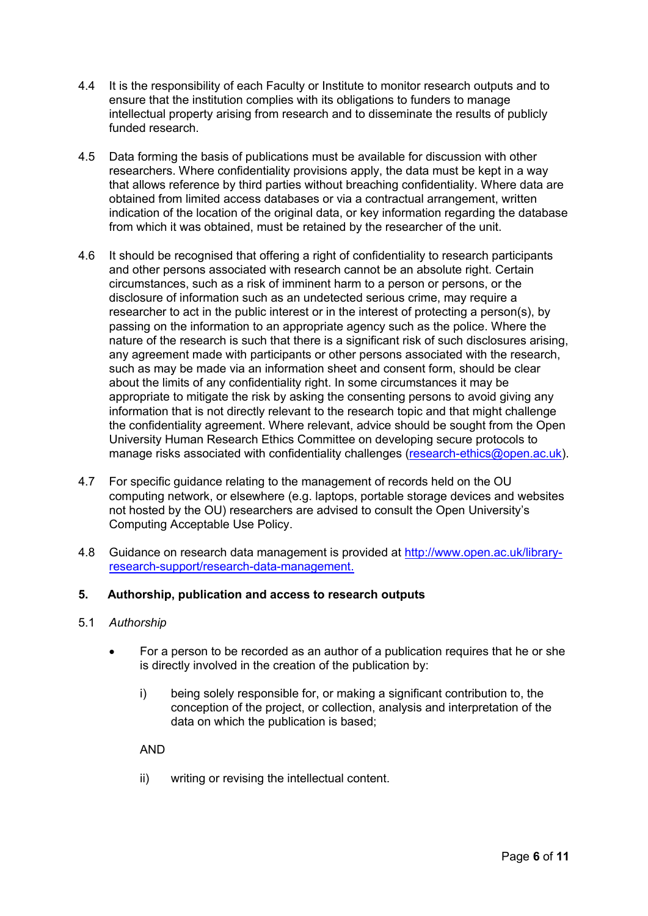4.4 It is the responsibility of each Faculty or Institute to monitor research outputs and to ensure that the institution complies with its obligations to funders to manage intellectual property arising from research and to disseminate the results of publicly funded research.

4.5 Data forming the basis of publications must be available for discussion with other researchers. Where confidentiality provisions apply, the data must be kept in a way that allows reference by third parties without breaching confidentiality. Where data are obtained from limited access databases or via a contractual arrangement, written indication of the location of the original data, or key information regarding the database from which it was obtained, must be retained by the researcher of the unit.

4.6 It should be recognised that offering a right of confidentiality to research participants and other persons associated with research cannot be an absolute right. Certain circumstances, such as a risk of imminent harm to a person or persons, or the disclosure of information such as an undetected serious crime, may require a researcher to act in the public interest or in the interest of protecting a person(s), by passing on the information to an appropriate agency such as the police. Where the nature of the research is such that there is a significant risk of such disclosures arising, any agreement made with participants or other persons associated with the research, such as may be made via an information sheet and consent form, should be clear about the limits of any confidentiality right. In some circumstances it may be appropriate to mitigate the risk by asking the consenting persons to avoid giving any information that is not directly relevant to the research topic and that might challenge the confidentiality agreement. Where relevant, advice should be sought from the Open University Human Research Ethics Committee on developing secure protocols to manage risks associated with confidentiality challenges ([research-ethics@open.ac.uk](mailto:research-ethics@open.ac.uk)).

4.7 For specific guidance relating to the management of records held on the OU computing network, or elsewhere (e.g. laptops, portable storage devices and websites not hosted by the OU) researchers are advised to consult the Open University's Computing Acceptable Use Policy.

4.8 Guidance on research data management is provided at [http://www.open.ac.uk/library-research-support/research-data-management.](http://www.open.ac.uk/library-research-support/research-data-management)

## 5. Authorship, publication and access to research outputs

5.1 *Authorship*

- For a person to be recorded as an author of a publication requires that he or she is directly involved in the creation of the publication by:

  i) being solely responsible for, or making a significant contribution to, the conception of the project, or collection, analysis and interpretation of the data on which the publication is based;

  AND

  ii) writing or revising the intellectual content.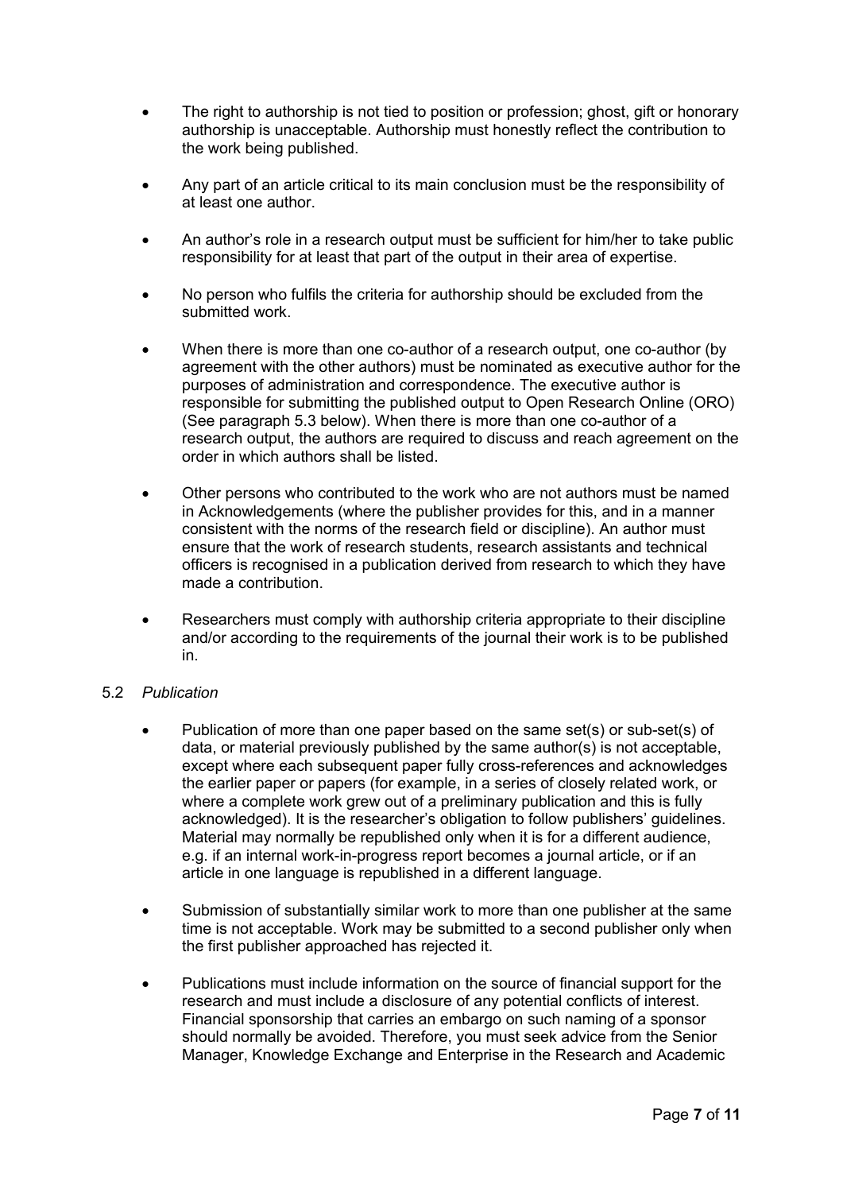- The right to authorship is not tied to position or profession; ghost, gift or honorary authorship is unacceptable. Authorship must honestly reflect the contribution to the work being published.
- Any part of an article critical to its main conclusion must be the responsibility of at least one author.
- An author's role in a research output must be sufficient for him/her to take public responsibility for at least that part of the output in their area of expertise.
- No person who fulfils the criteria for authorship should be excluded from the submitted work.
- When there is more than one co-author of a research output, one co-author (by agreement with the other authors) must be nominated as executive author for the purposes of administration and correspondence. The executive author is responsible for submitting the published output to Open Research Online (ORO) (See paragraph 5.3 below). When there is more than one co-author of a research output, the authors are required to discuss and reach agreement on the order in which authors shall be listed.
- Other persons who contributed to the work who are not authors must be named in Acknowledgements (where the publisher provides for this, and in a manner consistent with the norms of the research field or discipline). An author must ensure that the work of research students, research assistants and technical officers is recognised in a publication derived from research to which they have made a contribution.
- Researchers must comply with authorship criteria appropriate to their discipline and/or according to the requirements of the journal their work is to be published in.

5.2 *Publication*

- Publication of more than one paper based on the same set(s) or sub-set(s) of data, or material previously published by the same author(s) is not acceptable, except where each subsequent paper fully cross-references and acknowledges the earlier paper or papers (for example, in a series of closely related work, or where a complete work grew out of a preliminary publication and this is fully acknowledged). It is the researcher's obligation to follow publishers' guidelines. Material may normally be republished only when it is for a different audience, e.g. if an internal work-in-progress report becomes a journal article, or if an article in one language is republished in a different language.
- Submission of substantially similar work to more than one publisher at the same time is not acceptable. Work may be submitted to a second publisher only when the first publisher approached has rejected it.
- Publications must include information on the source of financial support for the research and must include a disclosure of any potential conflicts of interest. Financial sponsorship that carries an embargo on such naming of a sponsor should normally be avoided. Therefore, you must seek advice from the Senior Manager, Knowledge Exchange and Enterprise in the Research and Academic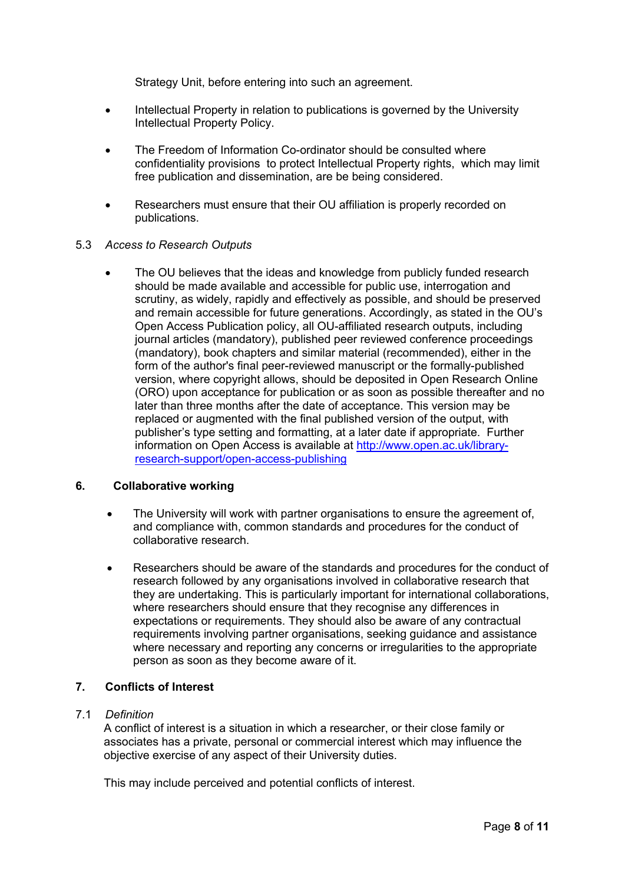Strategy Unit, before entering into such an agreement.

- Intellectual Property in relation to publications is governed by the University Intellectual Property Policy.
- The Freedom of Information Co-ordinator should be consulted where confidentiality provisions to protect Intellectual Property rights, which may limit free publication and dissemination, are be being considered.
- Researchers must ensure that their OU affiliation is properly recorded on publications.

5.3 *Access to Research Outputs*

- The OU believes that the ideas and knowledge from publicly funded research should be made available and accessible for public use, interrogation and scrutiny, as widely, rapidly and effectively as possible, and should be preserved and remain accessible for future generations. Accordingly, as stated in the OU's Open Access Publication policy, all OU-affiliated research outputs, including journal articles (mandatory), published peer reviewed conference proceedings (mandatory), book chapters and similar material (recommended), either in the form of the author's final peer-reviewed manuscript or the formally-published version, where copyright allows, should be deposited in Open Research Online (ORO) upon acceptance for publication or as soon as possible thereafter and no later than three months after the date of acceptance. This version may be replaced or augmented with the final published version of the output, with publisher's type setting and formatting, at a later date if appropriate. Further information on Open Access is available at [http://www.open.ac.uk/library-research-support/open-access-publishing](http://www.open.ac.uk/library-research-support/open-access-publishing)

## 6. Collaborative working

- The University will work with partner organisations to ensure the agreement of, and compliance with, common standards and procedures for the conduct of collaborative research.
- Researchers should be aware of the standards and procedures for the conduct of research followed by any organisations involved in collaborative research that they are undertaking. This is particularly important for international collaborations, where researchers should ensure that they recognise any differences in expectations or requirements. They should also be aware of any contractual requirements involving partner organisations, seeking guidance and assistance where necessary and reporting any concerns or irregularities to the appropriate person as soon as they become aware of it.

## 7. Conflicts of Interest

7.1 *Definition*

A conflict of interest is a situation in which a researcher, or their close family or associates has a private, personal or commercial interest which may influence the objective exercise of any aspect of their University duties.

This may include perceived and potential conflicts of interest.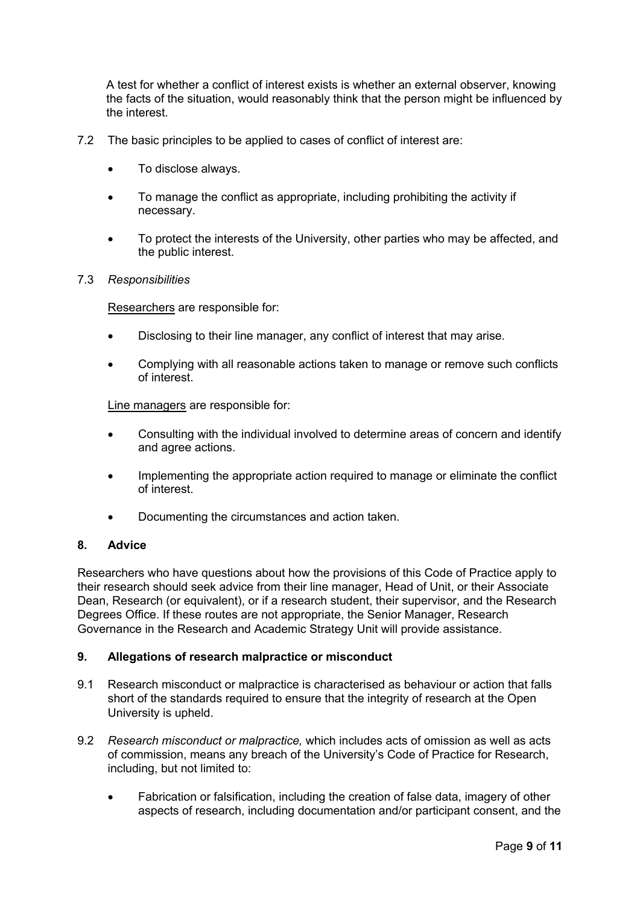A test for whether a conflict of interest exists is whether an external observer, knowing the facts of the situation, would reasonably think that the person might be influenced by the interest.

7.2 The basic principles to be applied to cases of conflict of interest are:

- To disclose always.
- To manage the conflict as appropriate, including prohibiting the activity if necessary.
- To protect the interests of the University, other parties who may be affected, and the public interest.

7.3 *Responsibilities*

Researchers are responsible for:

- Disclosing to their line manager, any conflict of interest that may arise.
- Complying with all reasonable actions taken to manage or remove such conflicts of interest.

Line managers are responsible for:

- Consulting with the individual involved to determine areas of concern and identify and agree actions.
- Implementing the appropriate action required to manage or eliminate the conflict of interest.
- Documenting the circumstances and action taken.

## 8. Advice

Researchers who have questions about how the provisions of this Code of Practice apply to their research should seek advice from their line manager, Head of Unit, or their Associate Dean, Research (or equivalent), or if a research student, their supervisor, and the Research Degrees Office. If these routes are not appropriate, the Senior Manager, Research Governance in the Research and Academic Strategy Unit will provide assistance.

## 9. Allegations of research malpractice or misconduct

9.1 Research misconduct or malpractice is characterised as behaviour or action that falls short of the standards required to ensure that the integrity of research at the Open University is upheld.

9.2 *Research misconduct or malpractice,* which includes acts of omission as well as acts of commission, means any breach of the University's Code of Practice for Research, including, but not limited to:

- Fabrication or falsification, including the creation of false data, imagery of other aspects of research, including documentation and/or participant consent, and the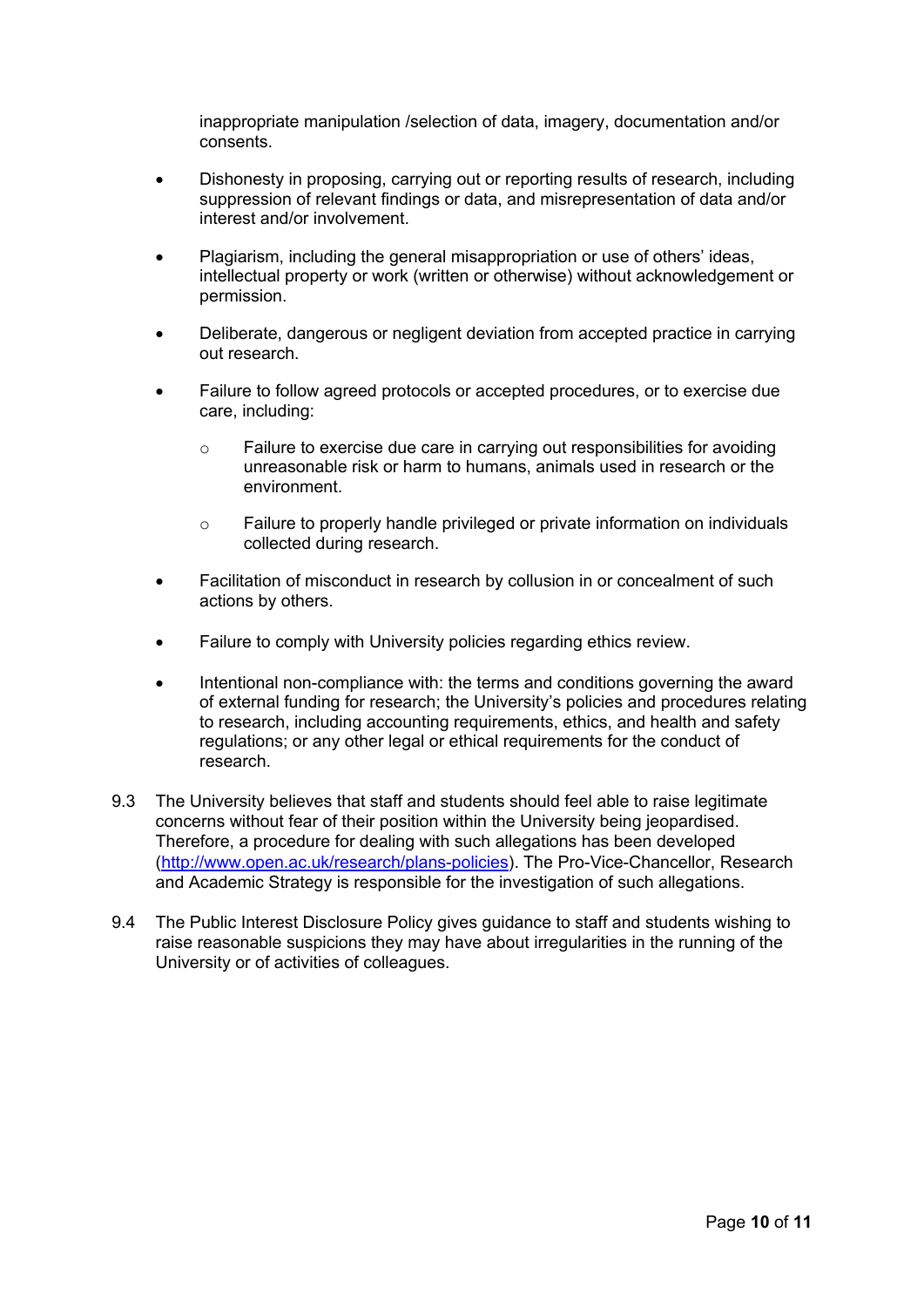inappropriate manipulation /selection of data, imagery, documentation and/or consents.

- Dishonesty in proposing, carrying out or reporting results of research, including suppression of relevant findings or data, and misrepresentation of data and/or interest and/or involvement.
- Plagiarism, including the general misappropriation or use of others' ideas, intellectual property or work (written or otherwise) without acknowledgement or permission.
- Deliberate, dangerous or negligent deviation from accepted practice in carrying out research.
- Failure to follow agreed protocols or accepted procedures, or to exercise due care, including:
  - Failure to exercise due care in carrying out responsibilities for avoiding unreasonable risk or harm to humans, animals used in research or the environment.
  - Failure to properly handle privileged or private information on individuals collected during research.
- Facilitation of misconduct in research by collusion in or concealment of such actions by others.
- Failure to comply with University policies regarding ethics review.
- Intentional non-compliance with: the terms and conditions governing the award of external funding for research; the University's policies and procedures relating to research, including accounting requirements, ethics, and health and safety regulations; or any other legal or ethical requirements for the conduct of research.

9.3 The University believes that staff and students should feel able to raise legitimate concerns without fear of their position within the University being jeopardised. Therefore, a procedure for dealing with such allegations has been developed (http://www.open.ac.uk/research/plans-policies). The Pro-Vice-Chancellor, Research and Academic Strategy is responsible for the investigation of such allegations.

9.4 The Public Interest Disclosure Policy gives guidance to staff and students wishing to raise reasonable suspicions they may have about irregularities in the running of the University or of activities of colleagues.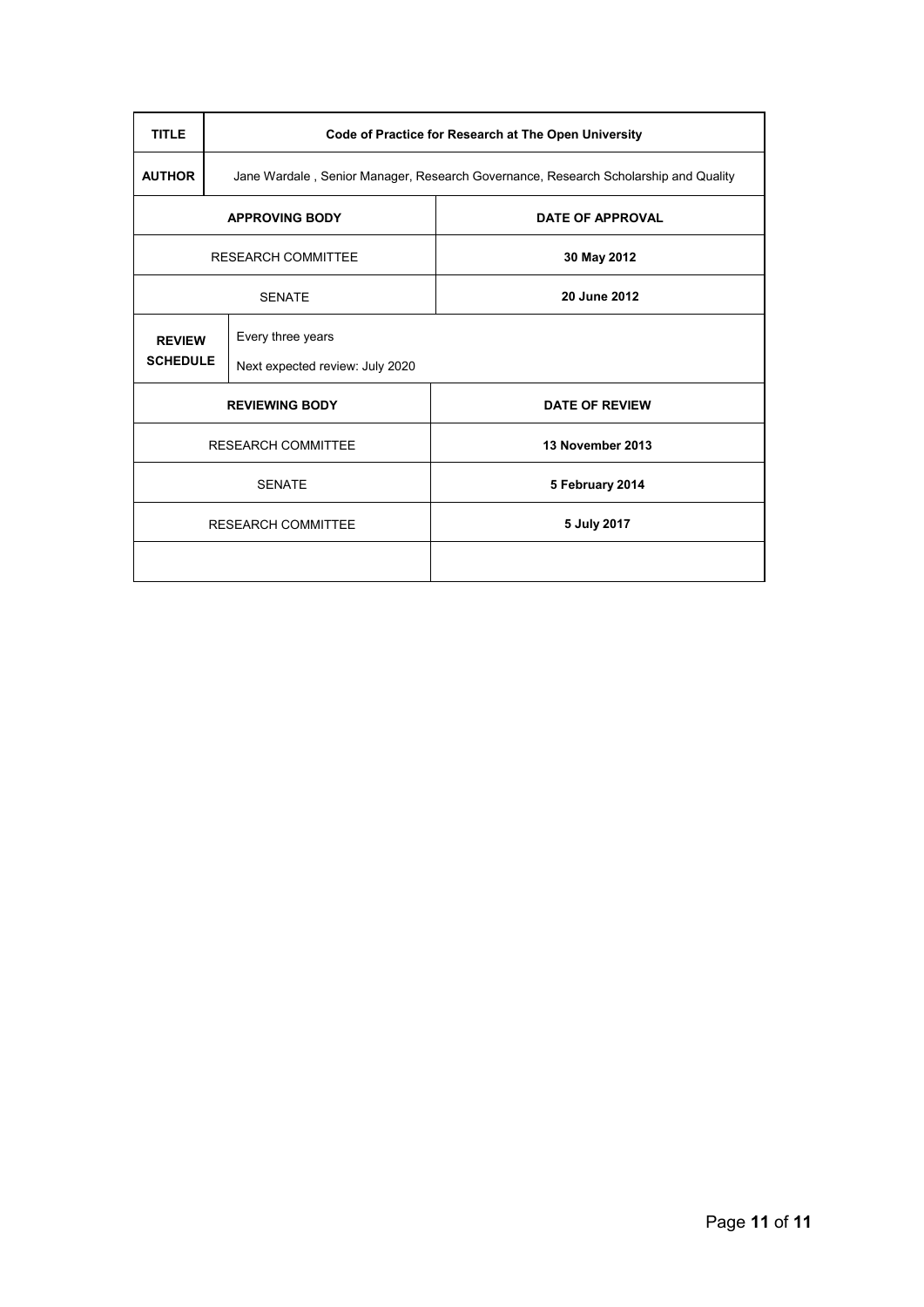| | |
|---|---|
| **TITLE** | **Code of Practice for Research at The Open University** |
| **AUTHOR** | Jane Wardale , Senior Manager, Research Governance, Research Scholarship and Quality |

| **APPROVING BODY** | **DATE OF APPROVAL** |
|---|---|
| RESEARCH COMMITTEE | **30 May 2012** |
| SENATE | **20 June 2012** |

| | |
|---|---|
| **REVIEW SCHEDULE** | Every three years<br>Next expected review: July 2020 |

| **REVIEWING BODY** | **DATE OF REVIEW** |
|---|---|
| RESEARCH COMMITTEE | **13 November 2013** |
| SENATE | **5 February 2014** |
| RESEARCH COMMITTEE | **5 July 2017** |
| | |